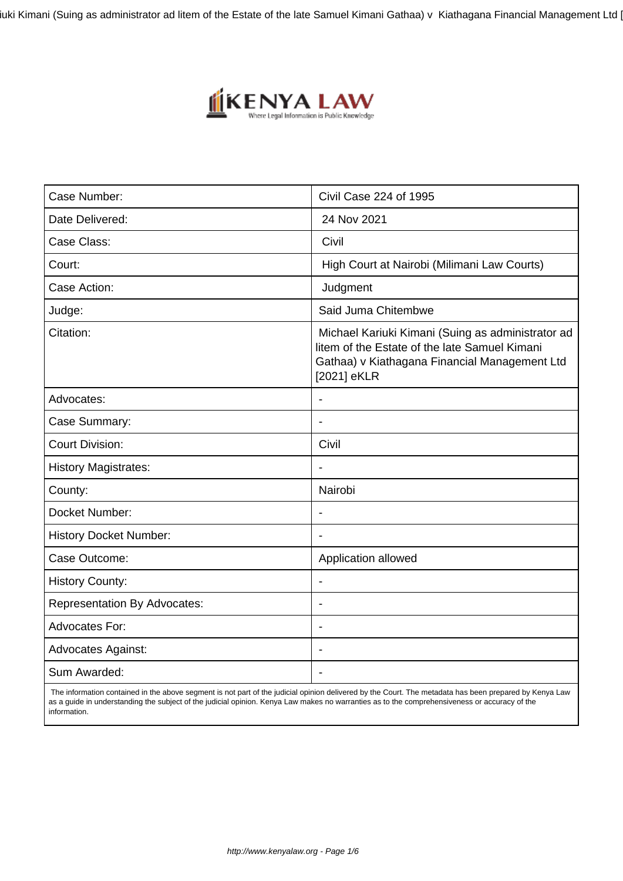| Case Number: | Civil Case 224 of 1995 |
|---|---|
| Date Delivered: | 24 Nov 2021 |
| Case Class: | Civil |
| Court: | High Court at Nairobi (Milimani Law Courts) |
| Case Action: | Judgment |
| Judge: | Said Juma Chitembwe |
| Citation: | Michael Kariuki Kimani (Suing as administrator ad litem of the Estate of the late Samuel Kimani Gathaa) v Kiathagana Financial Management Ltd [2021] eKLR |
| Advocates: | - |
| Case Summary: | - |
| Court Division: | Civil |
| History Magistrates: | - |
| County: | Nairobi |
| Docket Number: | - |
| History Docket Number: | - |
| Case Outcome: | Application allowed |
| History County: | - |
| Representation By Advocates: | - |
| Advocates For: | - |
| Advocates Against: | - |
| Sum Awarded: | - |

The information contained in the above segment is not part of the judicial opinion delivered by the Court. The metadata has been prepared by Kenya Law as a guide in understanding the subject of the judicial opinion. Kenya Law makes no warranties as to the comprehensiveness or accuracy of the information.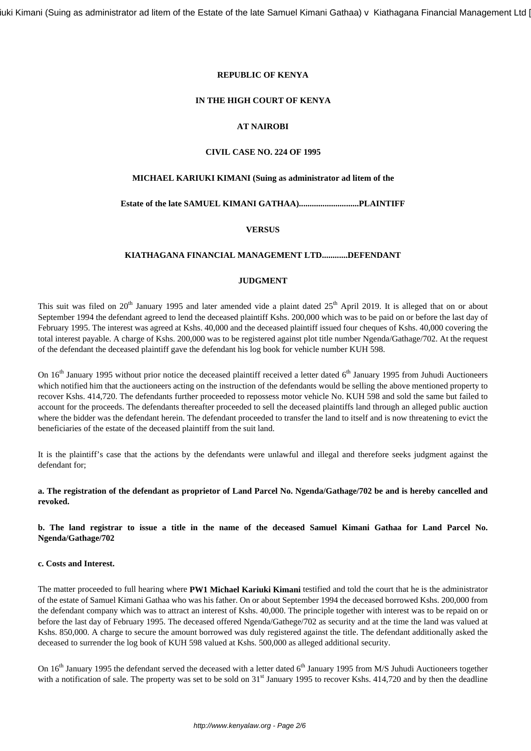**REPUBLIC OF KENYA**

**IN THE HIGH COURT OF KENYA**

**AT NAIROBI**

**CIVIL CASE NO. 224 OF 1995**

**MICHAEL KARIUKI KIMANI (Suing as administrator ad litem of the**

**Estate of the late SAMUEL KIMANI GATHAA)............................PLAINTIFF**

**VERSUS**

**KIATHAGANA FINANCIAL MANAGEMENT LTD...........DEFENDANT**

**JUDGMENT**

This suit was filed on 20th January 1995 and later amended vide a plaint dated 25th April 2019. It is alleged that on or about September 1994 the defendant agreed to lend the deceased plaintiff Kshs. 200,000 which was to be paid on or before the last day of February 1995. The interest was agreed at Kshs. 40,000 and the deceased plaintiff issued four cheques of Kshs. 40,000 covering the total interest payable. A charge of Kshs. 200,000 was to be registered against plot title number Ngenda/Gathage/702. At the request of the defendant the deceased plaintiff gave the defendant his log book for vehicle number KUH 598.

On 16th January 1995 without prior notice the deceased plaintiff received a letter dated 6th January 1995 from Juhudi Auctioneers which notified him that the auctioneers acting on the instruction of the defendants would be selling the above mentioned property to recover Kshs. 414,720. The defendants further proceeded to repossess motor vehicle No. KUH 598 and sold the same but failed to account for the proceeds. The defendants thereafter proceeded to sell the deceased plaintiffs land through an alleged public auction where the bidder was the defendant herein. The defendant proceeded to transfer the land to itself and is now threatening to evict the beneficiaries of the estate of the deceased plaintiff from the suit land.

It is the plaintiff's case that the actions by the defendants were unlawful and illegal and therefore seeks judgment against the defendant for;

**a. The registration of the defendant as proprietor of Land Parcel No. Ngenda/Gathage/702 be and is hereby cancelled and revoked.**

**b. The land registrar to issue a title in the name of the deceased Samuel Kimani Gathaa for Land Parcel No. Ngenda/Gathage/702**

**c. Costs and Interest.**

The matter proceeded to full hearing where **PW1 Michael Kariuki Kimani** testified and told the court that he is the administrator of the estate of Samuel Kimani Gathaa who was his father. On or about September 1994 the deceased borrowed Kshs. 200,000 from the defendant company which was to attract an interest of Kshs. 40,000. The principle together with interest was to be repaid on or before the last day of February 1995. The deceased offered Ngenda/Gathege/702 as security and at the time the land was valued at Kshs. 850,000. A charge to secure the amount borrowed was duly registered against the title. The defendant additionally asked the deceased to surrender the log book of KUH 598 valued at Kshs. 500,000 as alleged additional security.

On 16th January 1995 the defendant served the deceased with a letter dated 6th January 1995 from M/S Juhudi Auctioneers together with a notification of sale. The property was set to be sold on 31st January 1995 to recover Kshs. 414,720 and by then the deadline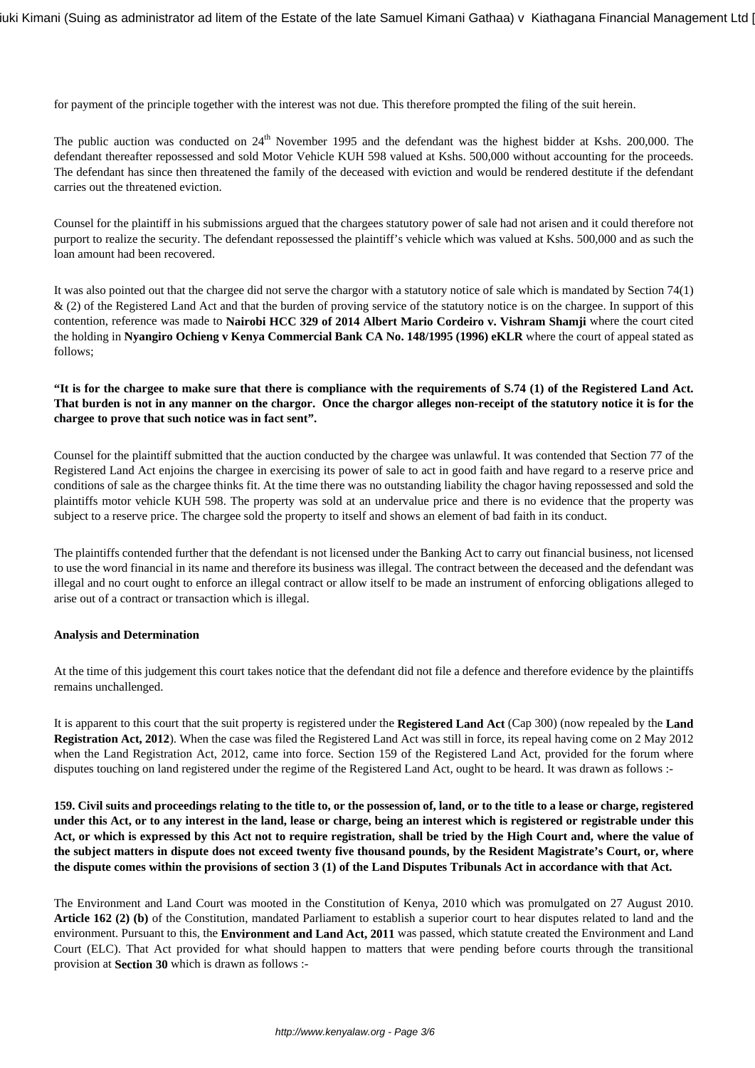for payment of the principle together with the interest was not due. This therefore prompted the filing of the suit herein.

The public auction was conducted on 24th November 1995 and the defendant was the highest bidder at Kshs. 200,000. The defendant thereafter repossessed and sold Motor Vehicle KUH 598 valued at Kshs. 500,000 without accounting for the proceeds. The defendant has since then threatened the family of the deceased with eviction and would be rendered destitute if the defendant carries out the threatened eviction.

Counsel for the plaintiff in his submissions argued that the chargees statutory power of sale had not arisen and it could therefore not purport to realize the security. The defendant repossessed the plaintiff's vehicle which was valued at Kshs. 500,000 and as such the loan amount had been recovered.

It was also pointed out that the chargee did not serve the chargor with a statutory notice of sale which is mandated by Section 74(1) & (2) of the Registered Land Act and that the burden of proving service of the statutory notice is on the chargee. In support of this contention, reference was made to **Nairobi HCC 329 of 2014 Albert Mario Cordeiro v. Vishram Shamji** where the court cited the holding in **Nyangiro Ochieng v Kenya Commercial Bank CA No. 148/1995 (1996) eKLR** where the court of appeal stated as follows;

**"It is for the chargee to make sure that there is compliance with the requirements of S.74 (1) of the Registered Land Act. That burden is not in any manner on the chargor. Once the chargor alleges non-receipt of the statutory notice it is for the chargee to prove that such notice was in fact sent".**

Counsel for the plaintiff submitted that the auction conducted by the chargee was unlawful. It was contended that Section 77 of the Registered Land Act enjoins the chargee in exercising its power of sale to act in good faith and have regard to a reserve price and conditions of sale as the chargee thinks fit. At the time there was no outstanding liability the chagor having repossessed and sold the plaintiffs motor vehicle KUH 598. The property was sold at an undervalue price and there is no evidence that the property was subject to a reserve price. The chargee sold the property to itself and shows an element of bad faith in its conduct.

The plaintiffs contended further that the defendant is not licensed under the Banking Act to carry out financial business, not licensed to use the word financial in its name and therefore its business was illegal. The contract between the deceased and the defendant was illegal and no court ought to enforce an illegal contract or allow itself to be made an instrument of enforcing obligations alleged to arise out of a contract or transaction which is illegal.

**Analysis and Determination**

At the time of this judgement this court takes notice that the defendant did not file a defence and therefore evidence by the plaintiffs remains unchallenged.

It is apparent to this court that the suit property is registered under the **Registered Land Act** (Cap 300) (now repealed by the **Land Registration Act, 2012**). When the case was filed the Registered Land Act was still in force, its repeal having come on 2 May 2012 when the Land Registration Act, 2012, came into force. Section 159 of the Registered Land Act, provided for the forum where disputes touching on land registered under the regime of the Registered Land Act, ought to be heard. It was drawn as follows :-

**159. Civil suits and proceedings relating to the title to, or the possession of, land, or to the title to a lease or charge, registered under this Act, or to any interest in the land, lease or charge, being an interest which is registered or registrable under this Act, or which is expressed by this Act not to require registration, shall be tried by the High Court and, where the value of the subject matters in dispute does not exceed twenty five thousand pounds, by the Resident Magistrate's Court, or, where the dispute comes within the provisions of section 3 (1) of the Land Disputes Tribunals Act in accordance with that Act.**

The Environment and Land Court was mooted in the Constitution of Kenya, 2010 which was promulgated on 27 August 2010. **Article 162 (2) (b)** of the Constitution, mandated Parliament to establish a superior court to hear disputes related to land and the environment. Pursuant to this, the **Environment and Land Act, 2011** was passed, which statute created the Environment and Land Court (ELC). That Act provided for what should happen to matters that were pending before courts through the transitional provision at **Section 30** which is drawn as follows :-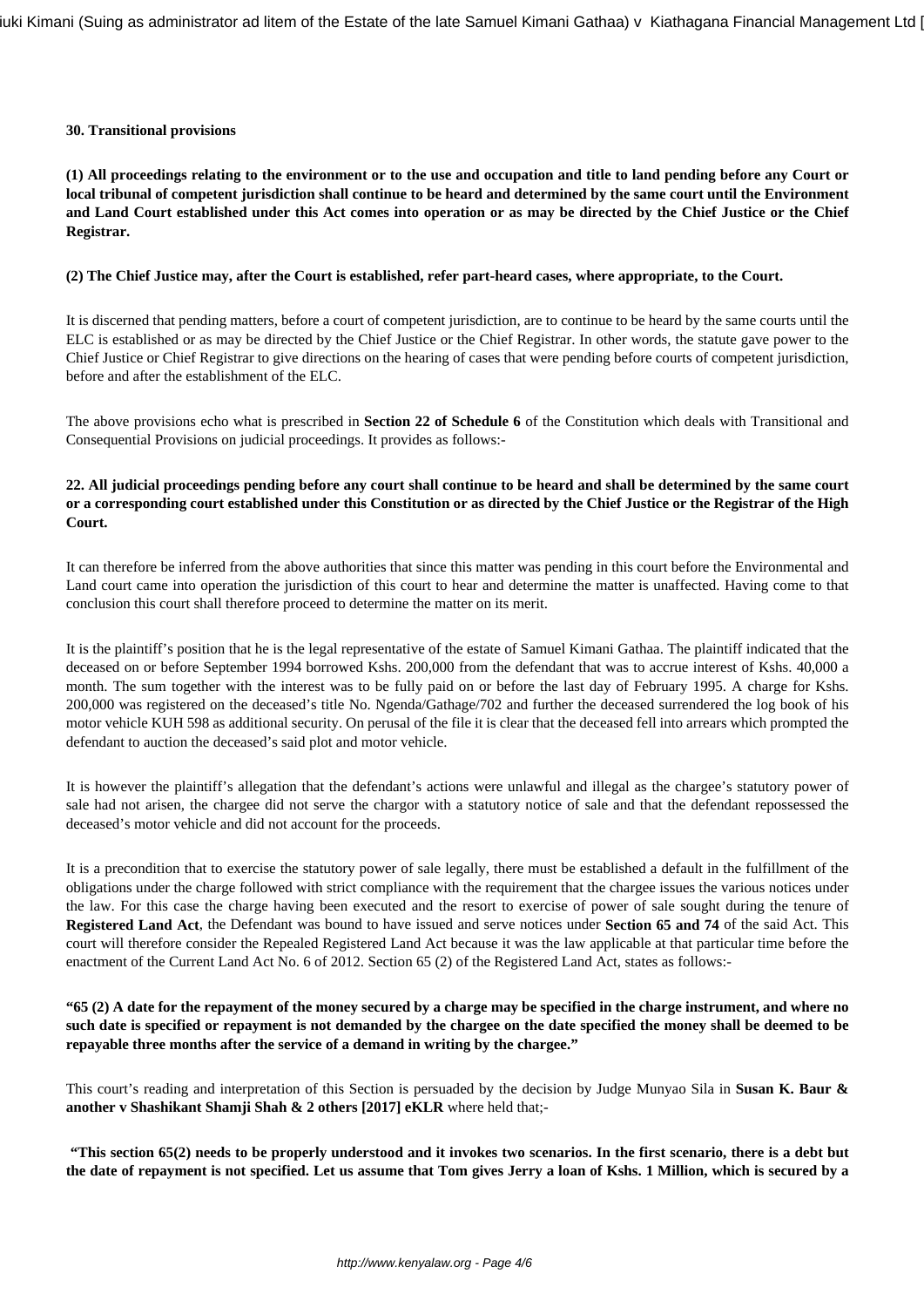**30. Transitional provisions**

**(1) All proceedings relating to the environment or to the use and occupation and title to land pending before any Court or local tribunal of competent jurisdiction shall continue to be heard and determined by the same court until the Environment and Land Court established under this Act comes into operation or as may be directed by the Chief Justice or the Chief Registrar.**

**(2) The Chief Justice may, after the Court is established, refer part-heard cases, where appropriate, to the Court.**

It is discerned that pending matters, before a court of competent jurisdiction, are to continue to be heard by the same courts until the ELC is established or as may be directed by the Chief Justice or the Chief Registrar. In other words, the statute gave power to the Chief Justice or Chief Registrar to give directions on the hearing of cases that were pending before courts of competent jurisdiction, before and after the establishment of the ELC.

The above provisions echo what is prescribed in **Section 22 of Schedule 6** of the Constitution which deals with Transitional and Consequential Provisions on judicial proceedings. It provides as follows:-

**22. All judicial proceedings pending before any court shall continue to be heard and shall be determined by the same court or a corresponding court established under this Constitution or as directed by the Chief Justice or the Registrar of the High Court.**

It can therefore be inferred from the above authorities that since this matter was pending in this court before the Environmental and Land court came into operation the jurisdiction of this court to hear and determine the matter is unaffected. Having come to that conclusion this court shall therefore proceed to determine the matter on its merit.

It is the plaintiff's position that he is the legal representative of the estate of Samuel Kimani Gathaa. The plaintiff indicated that the deceased on or before September 1994 borrowed Kshs. 200,000 from the defendant that was to accrue interest of Kshs. 40,000 a month. The sum together with the interest was to be fully paid on or before the last day of February 1995. A charge for Kshs. 200,000 was registered on the deceased's title No. Ngenda/Gathage/702 and further the deceased surrendered the log book of his motor vehicle KUH 598 as additional security. On perusal of the file it is clear that the deceased fell into arrears which prompted the defendant to auction the deceased's said plot and motor vehicle.

It is however the plaintiff's allegation that the defendant's actions were unlawful and illegal as the chargee's statutory power of sale had not arisen, the chargee did not serve the chargor with a statutory notice of sale and that the defendant repossessed the deceased's motor vehicle and did not account for the proceeds.

It is a precondition that to exercise the statutory power of sale legally, there must be established a default in the fulfillment of the obligations under the charge followed with strict compliance with the requirement that the chargee issues the various notices under the law. For this case the charge having been executed and the resort to exercise of power of sale sought during the tenure of **Registered Land Act**, the Defendant was bound to have issued and serve notices under **Section 65 and 74** of the said Act. This court will therefore consider the Repealed Registered Land Act because it was the law applicable at that particular time before the enactment of the Current Land Act No. 6 of 2012. Section 65 (2) of the Registered Land Act, states as follows:-

**"65 (2) A date for the repayment of the money secured by a charge may be specified in the charge instrument, and where no such date is specified or repayment is not demanded by the chargee on the date specified the money shall be deemed to be repayable three months after the service of a demand in writing by the chargee."**

This court's reading and interpretation of this Section is persuaded by the decision by Judge Munyao Sila in **Susan K. Baur & another v Shashikant Shamji Shah & 2 others [2017] eKLR** where held that;-

**"This section 65(2) needs to be properly understood and it invokes two scenarios. In the first scenario, there is a debt but the date of repayment is not specified. Let us assume that Tom gives Jerry a loan of Kshs. 1 Million, which is secured by a**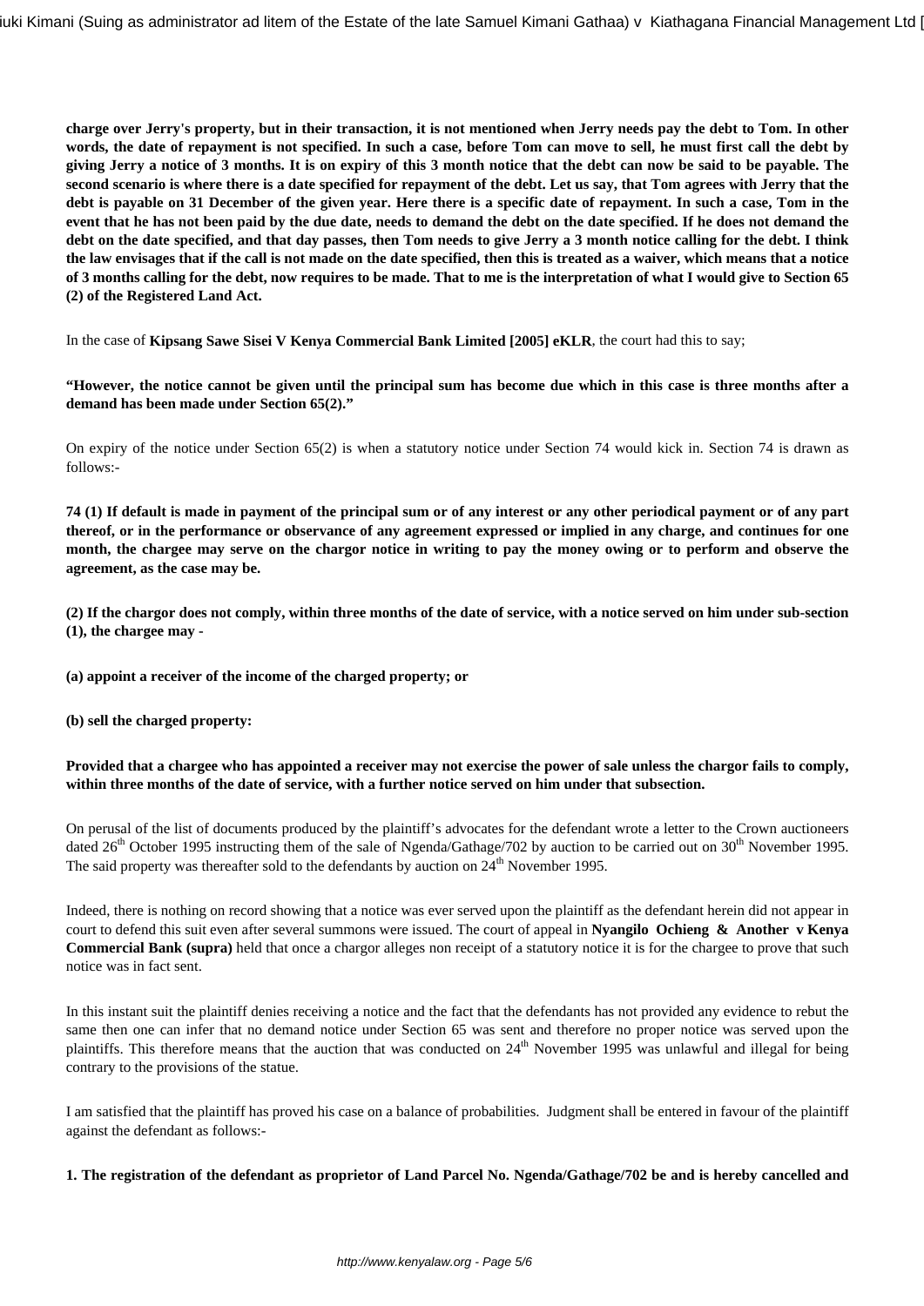**charge over Jerry's property, but in their transaction, it is not mentioned when Jerry needs pay the debt to Tom. In other words, the date of repayment is not specified. In such a case, before Tom can move to sell, he must first call the debt by giving Jerry a notice of 3 months. It is on expiry of this 3 month notice that the debt can now be said to be payable. The second scenario is where there is a date specified for repayment of the debt. Let us say, that Tom agrees with Jerry that the debt is payable on 31 December of the given year. Here there is a specific date of repayment. In such a case, Tom in the event that he has not been paid by the due date, needs to demand the debt on the date specified. If he does not demand the debt on the date specified, and that day passes, then Tom needs to give Jerry a 3 month notice calling for the debt. I think the law envisages that if the call is not made on the date specified, then this is treated as a waiver, which means that a notice of 3 months calling for the debt, now requires to be made. That to me is the interpretation of what I would give to Section 65 (2) of the Registered Land Act.**

In the case of **Kipsang Sawe Sisei V Kenya Commercial Bank Limited [2005] eKLR**, the court had this to say;

**"However, the notice cannot be given until the principal sum has become due which in this case is three months after a demand has been made under Section 65(2)."**

On expiry of the notice under Section 65(2) is when a statutory notice under Section 74 would kick in. Section 74 is drawn as follows:-

**74 (1) If default is made in payment of the principal sum or of any interest or any other periodical payment or of any part thereof, or in the performance or observance of any agreement expressed or implied in any charge, and continues for one month, the chargee may serve on the chargor notice in writing to pay the money owing or to perform and observe the agreement, as the case may be.**

**(2) If the chargor does not comply, within three months of the date of service, with a notice served on him under sub-section (1), the chargee may -**

**(a) appoint a receiver of the income of the charged property; or**

**(b) sell the charged property:**

**Provided that a chargee who has appointed a receiver may not exercise the power of sale unless the chargor fails to comply, within three months of the date of service, with a further notice served on him under that subsection.**

On perusal of the list of documents produced by the plaintiff's advocates for the defendant wrote a letter to the Crown auctioneers dated 26th October 1995 instructing them of the sale of Ngenda/Gathage/702 by auction to be carried out on 30th November 1995. The said property was thereafter sold to the defendants by auction on 24th November 1995.

Indeed, there is nothing on record showing that a notice was ever served upon the plaintiff as the defendant herein did not appear in court to defend this suit even after several summons were issued. The court of appeal in **Nyangilo Ochieng & Another v Kenya Commercial Bank (supra)** held that once a chargor alleges non receipt of a statutory notice it is for the chargee to prove that such notice was in fact sent.

In this instant suit the plaintiff denies receiving a notice and the fact that the defendants has not provided any evidence to rebut the same then one can infer that no demand notice under Section 65 was sent and therefore no proper notice was served upon the plaintiffs. This therefore means that the auction that was conducted on 24th November 1995 was unlawful and illegal for being contrary to the provisions of the statue.

I am satisfied that the plaintiff has proved his case on a balance of probabilities. Judgment shall be entered in favour of the plaintiff against the defendant as follows:-

**1. The registration of the defendant as proprietor of Land Parcel No. Ngenda/Gathage/702 be and is hereby cancelled and**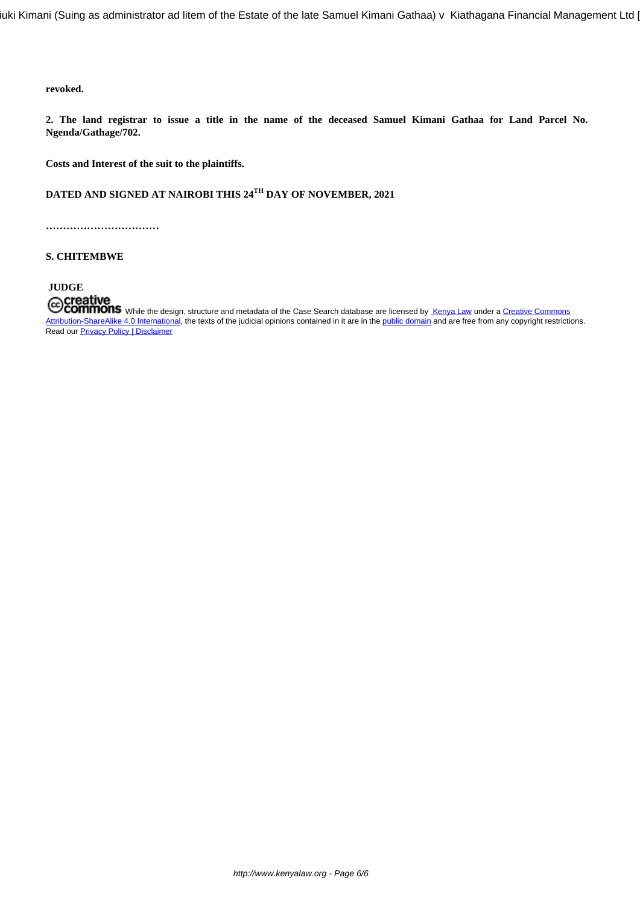**revoked.**

**2. The land registrar to issue a title in the name of the deceased Samuel Kimani Gathaa for Land Parcel No. Ngenda/Gathage/702.**

**Costs and Interest of the suit to the plaintiffs.**

**DATED AND SIGNED AT NAIROBI THIS 24[TH] DAY OF NOVEMBER, 2021**

**……………………………**

**S. CHITEMBWE**

**JUDGE**

While the design, structure and metadata of the Case Search database are licensed by Kenya Law under a Creative Commons Attribution-ShareAlike 4.0 International, the texts of the judicial opinions contained in it are in the public domain and are free from any copyright restrictions. Read our Privacy Policy | Disclaimer